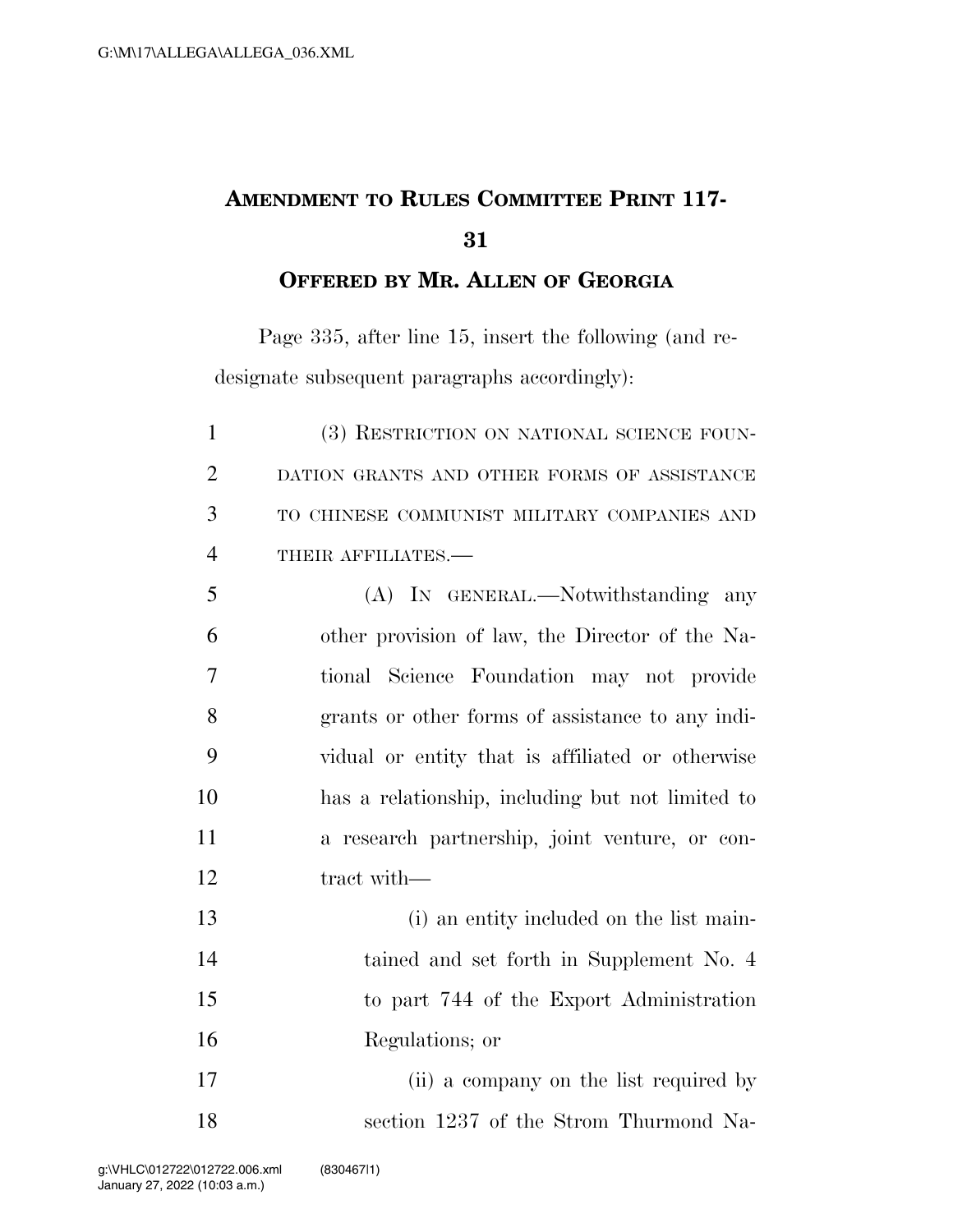# Amendment to Rules Committee Print 117-31

## Offered by Mr. Allen of Georgia

Page 335, after line 15, insert the following (and redesignate subsequent paragraphs accordingly):

(3) RESTRICTION ON NATIONAL SCIENCE FOUNDATION GRANTS AND OTHER FORMS OF ASSISTANCE TO CHINESE COMMUNIST MILITARY COMPANIES AND THEIR AFFILIATES.—

(A) IN GENERAL.—Notwithstanding any other provision of law, the Director of the National Science Foundation may not provide grants or other forms of assistance to any individual or entity that is affiliated or otherwise has a relationship, including but not limited to a research partnership, joint venture, or contract with—

(i) an entity included on the list maintained and set forth in Supplement No. 4 to part 744 of the Export Administration Regulations; or

(ii) a company on the list required by section 1237 of the Strom Thurmond Na-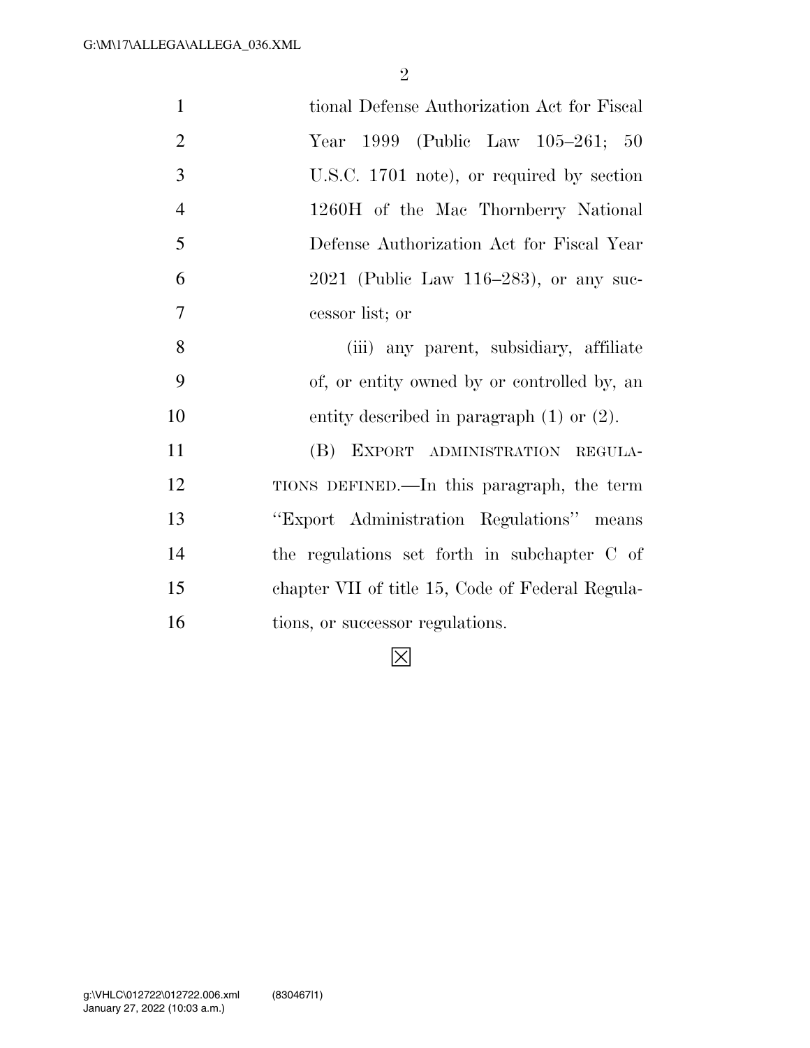tional Defense Authorization Act for Fiscal Year 1999 (Public Law 105–261; 50 U.S.C. 1701 note), or required by section 1260H of the Mac Thornberry National Defense Authorization Act for Fiscal Year 2021 (Public Law 116–283), or any successor list; or

(iii) any parent, subsidiary, affiliate of, or entity owned by or controlled by, an entity described in paragraph (1) or (2).

(B) EXPORT ADMINISTRATION REGULATIONS DEFINED.—In this paragraph, the term ''Export Administration Regulations'' means the regulations set forth in subchapter C of chapter VII of title 15, Code of Federal Regulations, or successor regulations.

☒